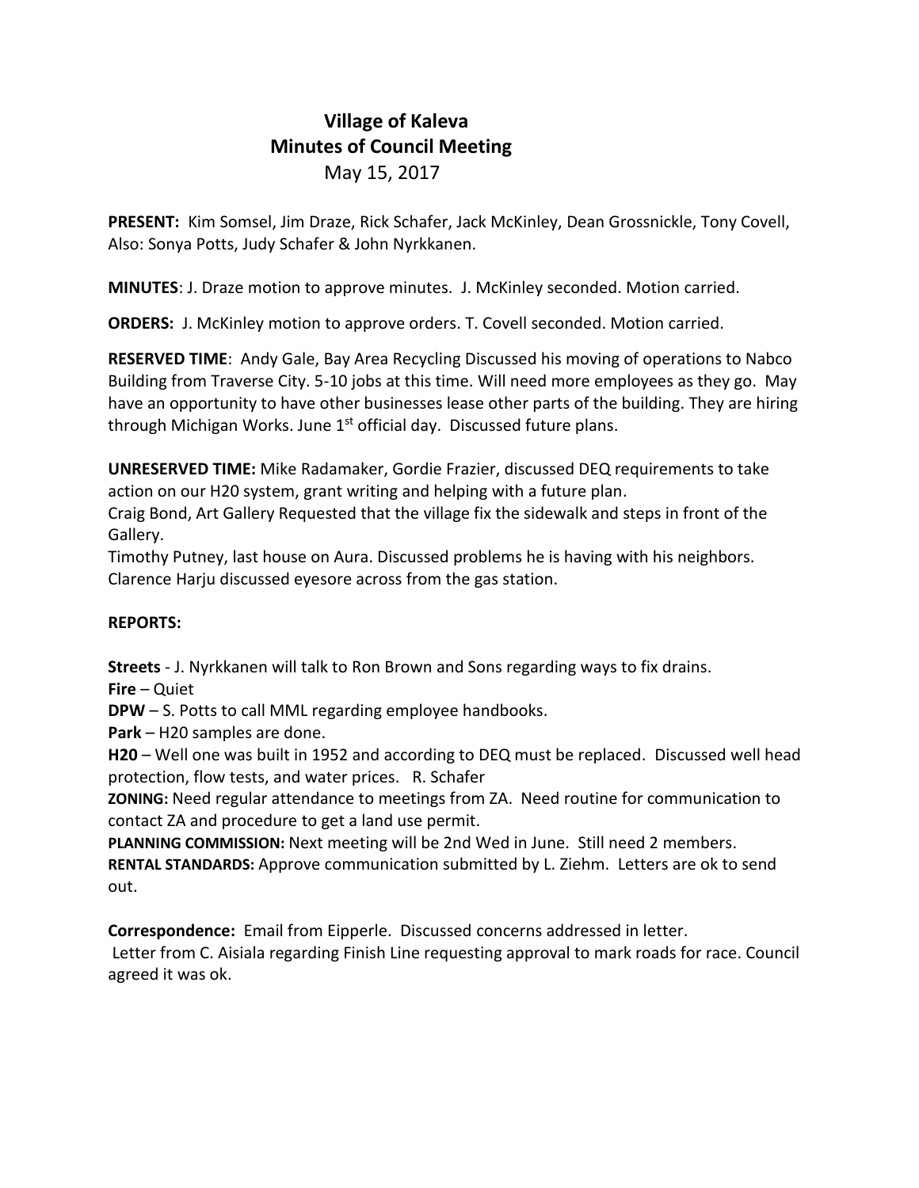# Village of Kaleva
## Minutes of Council Meeting
May 15, 2017

**PRESENT:** Kim Somsel, Jim Draze, Rick Schafer, Jack McKinley, Dean Grossnickle, Tony Covell, Also: Sonya Potts, Judy Schafer & John Nyrkkanen.

**MINUTES**: J. Draze motion to approve minutes. J. McKinley seconded. Motion carried.

**ORDERS:** J. McKinley motion to approve orders. T. Covell seconded. Motion carried.

**RESERVED TIME**: Andy Gale, Bay Area Recycling Discussed his moving of operations to Nabco Building from Traverse City. 5-10 jobs at this time. Will need more employees as they go. May have an opportunity to have other businesses lease other parts of the building. They are hiring through Michigan Works. June 1st official day. Discussed future plans.

**UNRESERVED TIME:** Mike Radamaker, Gordie Frazier, discussed DEQ requirements to take action on our H20 system, grant writing and helping with a future plan.
Craig Bond, Art Gallery Requested that the village fix the sidewalk and steps in front of the Gallery.
Timothy Putney, last house on Aura. Discussed problems he is having with his neighbors.
Clarence Harju discussed eyesore across from the gas station.

**REPORTS:**

**Streets** - J. Nyrkkanen will talk to Ron Brown and Sons regarding ways to fix drains.
**Fire** – Quiet
**DPW** – S. Potts to call MML regarding employee handbooks.
**Park** – H20 samples are done.
**H20** – Well one was built in 1952 and according to DEQ must be replaced. Discussed well head protection, flow tests, and water prices. R. Schafer
**ZONING:** Need regular attendance to meetings from ZA. Need routine for communication to contact ZA and procedure to get a land use permit.
**PLANNING COMMISSION:** Next meeting will be 2nd Wed in June. Still need 2 members.
**RENTAL STANDARDS:** Approve communication submitted by L. Ziehm. Letters are ok to send out.

**Correspondence:** Email from Eipperle. Discussed concerns addressed in letter.
Letter from C. Aisiala regarding Finish Line requesting approval to mark roads for race. Council agreed it was ok.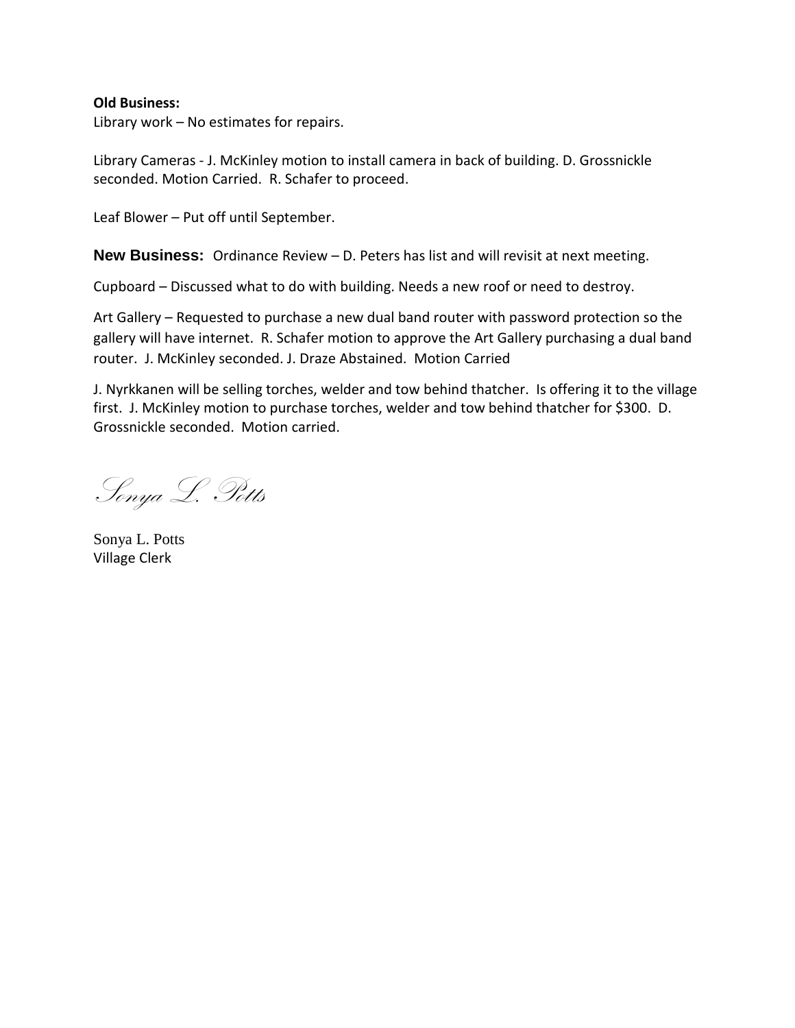**Old Business:**

Library work – No estimates for repairs.

Library Cameras - J. McKinley motion to install camera in back of building. D. Grossnickle seconded. Motion Carried. R. Schafer to proceed.

Leaf Blower – Put off until September.

**New Business:** Ordinance Review – D. Peters has list and will revisit at next meeting.

Cupboard – Discussed what to do with building. Needs a new roof or need to destroy.

Art Gallery – Requested to purchase a new dual band router with password protection so the gallery will have internet. R. Schafer motion to approve the Art Gallery purchasing a dual band router. J. McKinley seconded. J. Draze Abstained. Motion Carried

J. Nyrkkanen will be selling torches, welder and tow behind thatcher. Is offering it to the village first. J. McKinley motion to purchase torches, welder and tow behind thatcher for $300. D. Grossnickle seconded. Motion carried.

*Sonya L. Potts*

Sonya L. Potts
Village Clerk